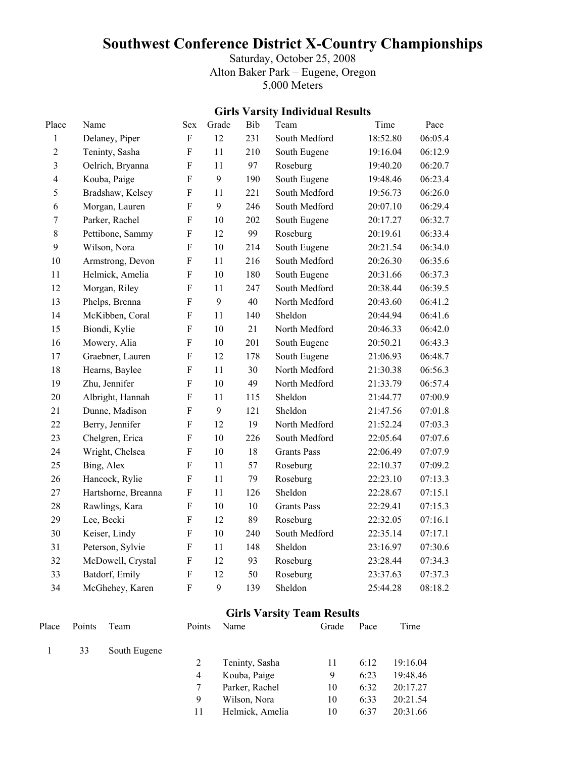# Southwest Conference District X-Country Championships

Saturday, October 25, 2008
Alton Baker Park – Eugene, Oregon
5,000 Meters

## Girls Varsity Individual Results

| Place | Name | Sex | Grade | Bib | Team | Time | Pace |
|---|---|---|---|---|---|---|---|
| 1 | Delaney, Piper | F | 12 | 231 | South Medford | 18:52.80 | 06:05.4 |
| 2 | Teninty, Sasha | F | 11 | 210 | South Eugene | 19:16.04 | 06:12.9 |
| 3 | Oelrich, Bryanna | F | 11 | 97 | Roseburg | 19:40.20 | 06:20.7 |
| 4 | Kouba, Paige | F | 9 | 190 | South Eugene | 19:48.46 | 06:23.4 |
| 5 | Bradshaw, Kelsey | F | 11 | 221 | South Medford | 19:56.73 | 06:26.0 |
| 6 | Morgan, Lauren | F | 9 | 246 | South Medford | 20:07.10 | 06:29.4 |
| 7 | Parker, Rachel | F | 10 | 202 | South Eugene | 20:17.27 | 06:32.7 |
| 8 | Pettibone, Sammy | F | 12 | 99 | Roseburg | 20:19.61 | 06:33.4 |
| 9 | Wilson, Nora | F | 10 | 214 | South Eugene | 20:21.54 | 06:34.0 |
| 10 | Armstrong, Devon | F | 11 | 216 | South Medford | 20:26.30 | 06:35.6 |
| 11 | Helmick, Amelia | F | 10 | 180 | South Eugene | 20:31.66 | 06:37.3 |
| 12 | Morgan, Riley | F | 11 | 247 | South Medford | 20:38.44 | 06:39.5 |
| 13 | Phelps, Brenna | F | 9 | 40 | North Medford | 20:43.60 | 06:41.2 |
| 14 | McKibben, Coral | F | 11 | 140 | Sheldon | 20:44.94 | 06:41.6 |
| 15 | Biondi, Kylie | F | 10 | 21 | North Medford | 20:46.33 | 06:42.0 |
| 16 | Mowery, Alia | F | 10 | 201 | South Eugene | 20:50.21 | 06:43.3 |
| 17 | Graebner, Lauren | F | 12 | 178 | South Eugene | 21:06.93 | 06:48.7 |
| 18 | Hearns, Baylee | F | 11 | 30 | North Medford | 21:30.38 | 06:56.3 |
| 19 | Zhu, Jennifer | F | 10 | 49 | North Medford | 21:33.79 | 06:57.4 |
| 20 | Albright, Hannah | F | 11 | 115 | Sheldon | 21:44.77 | 07:00.9 |
| 21 | Dunne, Madison | F | 9 | 121 | Sheldon | 21:47.56 | 07:01.8 |
| 22 | Berry, Jennifer | F | 12 | 19 | North Medford | 21:52.24 | 07:03.3 |
| 23 | Chelgren, Erica | F | 10 | 226 | South Medford | 22:05.64 | 07:07.6 |
| 24 | Wright, Chelsea | F | 10 | 18 | Grants Pass | 22:06.49 | 07:07.9 |
| 25 | Bing, Alex | F | 11 | 57 | Roseburg | 22:10.37 | 07:09.2 |
| 26 | Hancock, Rylie | F | 11 | 79 | Roseburg | 22:23.10 | 07:13.3 |
| 27 | Hartshorne, Breanna | F | 11 | 126 | Sheldon | 22:28.67 | 07:15.1 |
| 28 | Rawlings, Kara | F | 10 | 10 | Grants Pass | 22:29.41 | 07:15.3 |
| 29 | Lee, Becki | F | 12 | 89 | Roseburg | 22:32.05 | 07:16.1 |
| 30 | Keiser, Lindy | F | 10 | 240 | South Medford | 22:35.14 | 07:17.1 |
| 31 | Peterson, Sylvie | F | 11 | 148 | Sheldon | 23:16.97 | 07:30.6 |
| 32 | McDowell, Crystal | F | 12 | 93 | Roseburg | 23:28.44 | 07:34.3 |
| 33 | Batdorf, Emily | F | 12 | 50 | Roseburg | 23:37.63 | 07:37.3 |
| 34 | McGhehey, Karen | F | 9 | 139 | Sheldon | 25:44.28 | 08:18.2 |

## Girls Varsity Team Results

| Place | Points | Team | Points | Name | Grade | Pace | Time |
|---|---|---|---|---|---|---|---|
| 1 | 33 | South Eugene | | | | | |
| | | | 2 | Teninty, Sasha | 11 | 6:12 | 19:16.04 |
| | | | 4 | Kouba, Paige | 9 | 6:23 | 19:48.46 |
| | | | 7 | Parker, Rachel | 10 | 6:32 | 20:17.27 |
| | | | 9 | Wilson, Nora | 10 | 6:33 | 20:21.54 |
| | | | 11 | Helmick, Amelia | 10 | 6:37 | 20:31.66 |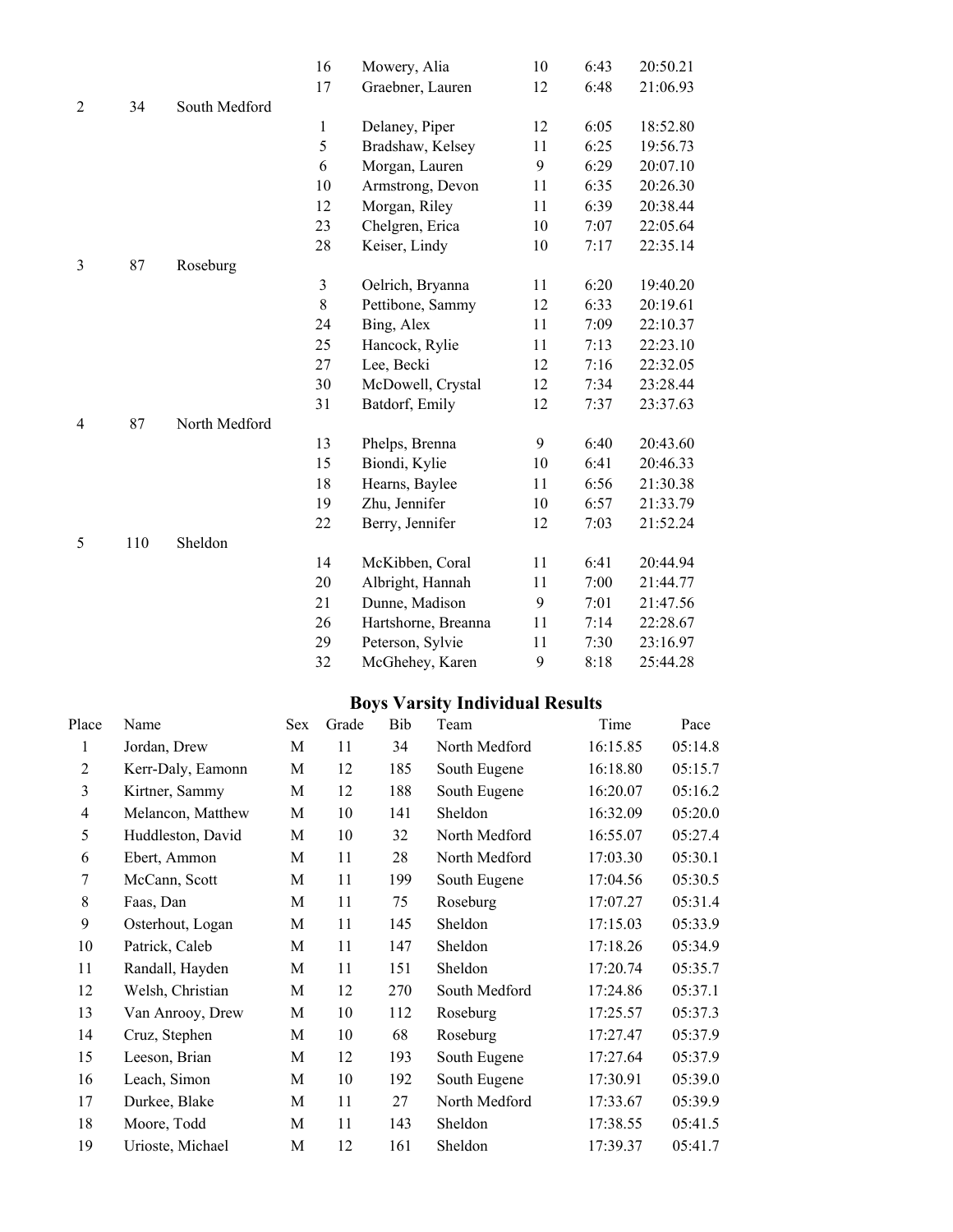| | | | | | | | |
|---|---|---|---|---|---|---|---|
| | | | 16 | Mowery, Alia | 10 | 6:43 | 20:50.21 |
| | | | 17 | Graebner, Lauren | 12 | 6:48 | 21:06.93 |
| 2 | 34 | South Medford | | | | | |
| | | | 1 | Delaney, Piper | 12 | 6:05 | 18:52.80 |
| | | | 5 | Bradshaw, Kelsey | 11 | 6:25 | 19:56.73 |
| | | | 6 | Morgan, Lauren | 9 | 6:29 | 20:07.10 |
| | | | 10 | Armstrong, Devon | 11 | 6:35 | 20:26.30 |
| | | | 12 | Morgan, Riley | 11 | 6:39 | 20:38.44 |
| | | | 23 | Chelgren, Erica | 10 | 7:07 | 22:05.64 |
| | | | 28 | Keiser, Lindy | 10 | 7:17 | 22:35.14 |
| 3 | 87 | Roseburg | | | | | |
| | | | 3 | Oelrich, Bryanna | 11 | 6:20 | 19:40.20 |
| | | | 8 | Pettibone, Sammy | 12 | 6:33 | 20:19.61 |
| | | | 24 | Bing, Alex | 11 | 7:09 | 22:10.37 |
| | | | 25 | Hancock, Rylie | 11 | 7:13 | 22:23.10 |
| | | | 27 | Lee, Becki | 12 | 7:16 | 22:32.05 |
| | | | 30 | McDowell, Crystal | 12 | 7:34 | 23:28.44 |
| | | | 31 | Batdorf, Emily | 12 | 7:37 | 23:37.63 |
| 4 | 87 | North Medford | | | | | |
| | | | 13 | Phelps, Brenna | 9 | 6:40 | 20:43.60 |
| | | | 15 | Biondi, Kylie | 10 | 6:41 | 20:46.33 |
| | | | 18 | Hearns, Baylee | 11 | 6:56 | 21:30.38 |
| | | | 19 | Zhu, Jennifer | 10 | 6:57 | 21:33.79 |
| | | | 22 | Berry, Jennifer | 12 | 7:03 | 21:52.24 |
| 5 | 110 | Sheldon | | | | | |
| | | | 14 | McKibben, Coral | 11 | 6:41 | 20:44.94 |
| | | | 20 | Albright, Hannah | 11 | 7:00 | 21:44.77 |
| | | | 21 | Dunne, Madison | 9 | 7:01 | 21:47.56 |
| | | | 26 | Hartshorne, Breanna | 11 | 7:14 | 22:28.67 |
| | | | 29 | Peterson, Sylvie | 11 | 7:30 | 23:16.97 |
| | | | 32 | McGhehey, Karen | 9 | 8:18 | 25:44.28 |

## Boys Varsity Individual Results

| Place | Name | Sex | Grade | Bib | Team | Time | Pace |
|---|---|---|---|---|---|---|---|
| 1 | Jordan, Drew | M | 11 | 34 | North Medford | 16:15.85 | 05:14.8 |
| 2 | Kerr-Daly, Eamonn | M | 12 | 185 | South Eugene | 16:18.80 | 05:15.7 |
| 3 | Kirtner, Sammy | M | 12 | 188 | South Eugene | 16:20.07 | 05:16.2 |
| 4 | Melancon, Matthew | M | 10 | 141 | Sheldon | 16:32.09 | 05:20.0 |
| 5 | Huddleston, David | M | 10 | 32 | North Medford | 16:55.07 | 05:27.4 |
| 6 | Ebert, Ammon | M | 11 | 28 | North Medford | 17:03.30 | 05:30.1 |
| 7 | McCann, Scott | M | 11 | 199 | South Eugene | 17:04.56 | 05:30.5 |
| 8 | Faas, Dan | M | 11 | 75 | Roseburg | 17:07.27 | 05:31.4 |
| 9 | Osterhout, Logan | M | 11 | 145 | Sheldon | 17:15.03 | 05:33.9 |
| 10 | Patrick, Caleb | M | 11 | 147 | Sheldon | 17:18.26 | 05:34.9 |
| 11 | Randall, Hayden | M | 11 | 151 | Sheldon | 17:20.74 | 05:35.7 |
| 12 | Welsh, Christian | M | 12 | 270 | South Medford | 17:24.86 | 05:37.1 |
| 13 | Van Anrooy, Drew | M | 10 | 112 | Roseburg | 17:25.57 | 05:37.3 |
| 14 | Cruz, Stephen | M | 10 | 68 | Roseburg | 17:27.47 | 05:37.9 |
| 15 | Leeson, Brian | M | 12 | 193 | South Eugene | 17:27.64 | 05:37.9 |
| 16 | Leach, Simon | M | 10 | 192 | South Eugene | 17:30.91 | 05:39.0 |
| 17 | Durkee, Blake | M | 11 | 27 | North Medford | 17:33.67 | 05:39.9 |
| 18 | Moore, Todd | M | 11 | 143 | Sheldon | 17:38.55 | 05:41.5 |
| 19 | Urioste, Michael | M | 12 | 161 | Sheldon | 17:39.37 | 05:41.7 |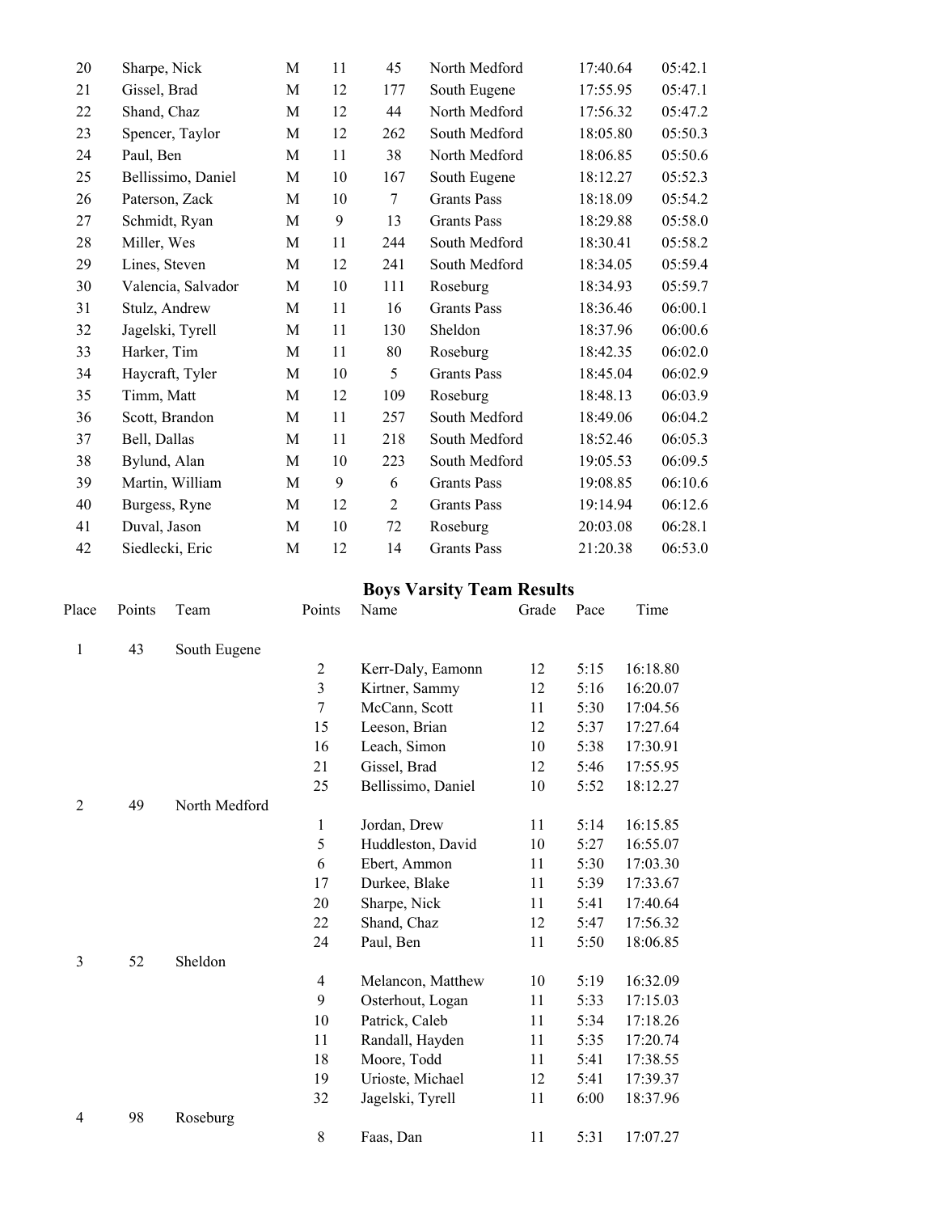| | | | | | | | |
|---|---|---|---|---|---|---|---|
| 20 | Sharpe, Nick | M | 11 | 45 | North Medford | 17:40.64 | 05:42.1 |
| 21 | Gissel, Brad | M | 12 | 177 | South Eugene | 17:55.95 | 05:47.1 |
| 22 | Shand, Chaz | M | 12 | 44 | North Medford | 17:56.32 | 05:47.2 |
| 23 | Spencer, Taylor | M | 12 | 262 | South Medford | 18:05.80 | 05:50.3 |
| 24 | Paul, Ben | M | 11 | 38 | North Medford | 18:06.85 | 05:50.6 |
| 25 | Bellissimo, Daniel | M | 10 | 167 | South Eugene | 18:12.27 | 05:52.3 |
| 26 | Paterson, Zack | M | 10 | 7 | Grants Pass | 18:18.09 | 05:54.2 |
| 27 | Schmidt, Ryan | M | 9 | 13 | Grants Pass | 18:29.88 | 05:58.0 |
| 28 | Miller, Wes | M | 11 | 244 | South Medford | 18:30.41 | 05:58.2 |
| 29 | Lines, Steven | M | 12 | 241 | South Medford | 18:34.05 | 05:59.4 |
| 30 | Valencia, Salvador | M | 10 | 111 | Roseburg | 18:34.93 | 05:59.7 |
| 31 | Stulz, Andrew | M | 11 | 16 | Grants Pass | 18:36.46 | 06:00.1 |
| 32 | Jagelski, Tyrell | M | 11 | 130 | Sheldon | 18:37.96 | 06:00.6 |
| 33 | Harker, Tim | M | 11 | 80 | Roseburg | 18:42.35 | 06:02.0 |
| 34 | Haycraft, Tyler | M | 10 | 5 | Grants Pass | 18:45.04 | 06:02.9 |
| 35 | Timm, Matt | M | 12 | 109 | Roseburg | 18:48.13 | 06:03.9 |
| 36 | Scott, Brandon | M | 11 | 257 | South Medford | 18:49.06 | 06:04.2 |
| 37 | Bell, Dallas | M | 11 | 218 | South Medford | 18:52.46 | 06:05.3 |
| 38 | Bylund, Alan | M | 10 | 223 | South Medford | 19:05.53 | 06:09.5 |
| 39 | Martin, William | M | 9 | 6 | Grants Pass | 19:08.85 | 06:10.6 |
| 40 | Burgess, Ryne | M | 12 | 2 | Grants Pass | 19:14.94 | 06:12.6 |
| 41 | Duval, Jason | M | 10 | 72 | Roseburg | 20:03.08 | 06:28.1 |
| 42 | Siedlecki, Eric | M | 12 | 14 | Grants Pass | 21:20.38 | 06:53.0 |

## Boys Varsity Team Results

| Place | Points | Team | Points | Name | Grade | Pace | Time |
|---|---|---|---|---|---|---|---|
| 1 | 43 | South Eugene | | | | | |
| | | | 2 | Kerr-Daly, Eamonn | 12 | 5:15 | 16:18.80 |
| | | | 3 | Kirtner, Sammy | 12 | 5:16 | 16:20.07 |
| | | | 7 | McCann, Scott | 11 | 5:30 | 17:04.56 |
| | | | 15 | Leeson, Brian | 12 | 5:37 | 17:27.64 |
| | | | 16 | Leach, Simon | 10 | 5:38 | 17:30.91 |
| | | | 21 | Gissel, Brad | 12 | 5:46 | 17:55.95 |
| | | | 25 | Bellissimo, Daniel | 10 | 5:52 | 18:12.27 |
| 2 | 49 | North Medford | | | | | |
| | | | 1 | Jordan, Drew | 11 | 5:14 | 16:15.85 |
| | | | 5 | Huddleston, David | 10 | 5:27 | 16:55.07 |
| | | | 6 | Ebert, Ammon | 11 | 5:30 | 17:03.30 |
| | | | 17 | Durkee, Blake | 11 | 5:39 | 17:33.67 |
| | | | 20 | Sharpe, Nick | 11 | 5:41 | 17:40.64 |
| | | | 22 | Shand, Chaz | 12 | 5:47 | 17:56.32 |
| | | | 24 | Paul, Ben | 11 | 5:50 | 18:06.85 |
| 3 | 52 | Sheldon | | | | | |
| | | | 4 | Melancon, Matthew | 10 | 5:19 | 16:32.09 |
| | | | 9 | Osterhout, Logan | 11 | 5:33 | 17:15.03 |
| | | | 10 | Patrick, Caleb | 11 | 5:34 | 17:18.26 |
| | | | 11 | Randall, Hayden | 11 | 5:35 | 17:20.74 |
| | | | 18 | Moore, Todd | 11 | 5:41 | 17:38.55 |
| | | | 19 | Urioste, Michael | 12 | 5:41 | 17:39.37 |
| | | | 32 | Jagelski, Tyrell | 11 | 6:00 | 18:37.96 |
| 4 | 98 | Roseburg | | | | | |
| | | | 8 | Faas, Dan | 11 | 5:31 | 17:07.27 |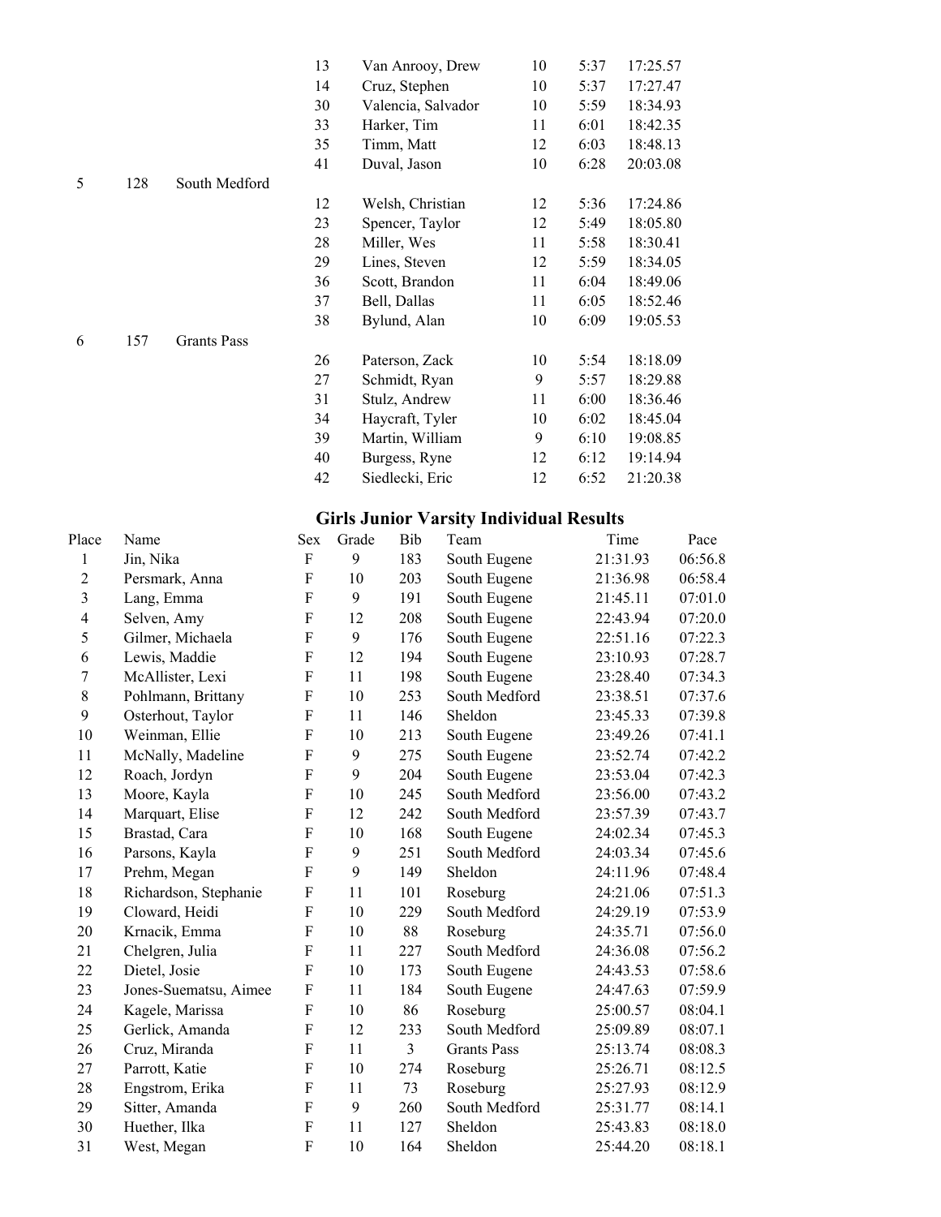| | | | | | | | |
|---|---|---|---|---|---|---|---|
| | | | 13 | Van Anrooy, Drew | 10 | 5:37 | 17:25.57 |
| | | | 14 | Cruz, Stephen | 10 | 5:37 | 17:27.47 |
| | | | 30 | Valencia, Salvador | 10 | 5:59 | 18:34.93 |
| | | | 33 | Harker, Tim | 11 | 6:01 | 18:42.35 |
| | | | 35 | Timm, Matt | 12 | 6:03 | 18:48.13 |
| | | | 41 | Duval, Jason | 10 | 6:28 | 20:03.08 |
| 5 | 128 | South Medford | | | | | |
| | | | 12 | Welsh, Christian | 12 | 5:36 | 17:24.86 |
| | | | 23 | Spencer, Taylor | 12 | 5:49 | 18:05.80 |
| | | | 28 | Miller, Wes | 11 | 5:58 | 18:30.41 |
| | | | 29 | Lines, Steven | 12 | 5:59 | 18:34.05 |
| | | | 36 | Scott, Brandon | 11 | 6:04 | 18:49.06 |
| | | | 37 | Bell, Dallas | 11 | 6:05 | 18:52.46 |
| | | | 38 | Bylund, Alan | 10 | 6:09 | 19:05.53 |
| 6 | 157 | Grants Pass | | | | | |
| | | | 26 | Paterson, Zack | 10 | 5:54 | 18:18.09 |
| | | | 27 | Schmidt, Ryan | 9 | 5:57 | 18:29.88 |
| | | | 31 | Stulz, Andrew | 11 | 6:00 | 18:36.46 |
| | | | 34 | Haycraft, Tyler | 10 | 6:02 | 18:45.04 |
| | | | 39 | Martin, William | 9 | 6:10 | 19:08.85 |
| | | | 40 | Burgess, Ryne | 12 | 6:12 | 19:14.94 |
| | | | 42 | Siedlecki, Eric | 12 | 6:52 | 21:20.38 |

## Girls Junior Varsity Individual Results

| Place | Name | Sex | Grade | Bib | Team | Time | Pace |
|---|---|---|---|---|---|---|---|
| 1 | Jin, Nika | F | 9 | 183 | South Eugene | 21:31.93 | 06:56.8 |
| 2 | Persmark, Anna | F | 10 | 203 | South Eugene | 21:36.98 | 06:58.4 |
| 3 | Lang, Emma | F | 9 | 191 | South Eugene | 21:45.11 | 07:01.0 |
| 4 | Selven, Amy | F | 12 | 208 | South Eugene | 22:43.94 | 07:20.0 |
| 5 | Gilmer, Michaela | F | 9 | 176 | South Eugene | 22:51.16 | 07:22.3 |
| 6 | Lewis, Maddie | F | 12 | 194 | South Eugene | 23:10.93 | 07:28.7 |
| 7 | McAllister, Lexi | F | 11 | 198 | South Eugene | 23:28.40 | 07:34.3 |
| 8 | Pohlmann, Brittany | F | 10 | 253 | South Medford | 23:38.51 | 07:37.6 |
| 9 | Osterhout, Taylor | F | 11 | 146 | Sheldon | 23:45.33 | 07:39.8 |
| 10 | Weinman, Ellie | F | 10 | 213 | South Eugene | 23:49.26 | 07:41.1 |
| 11 | McNally, Madeline | F | 9 | 275 | South Eugene | 23:52.74 | 07:42.2 |
| 12 | Roach, Jordyn | F | 9 | 204 | South Eugene | 23:53.04 | 07:42.3 |
| 13 | Moore, Kayla | F | 10 | 245 | South Medford | 23:56.00 | 07:43.2 |
| 14 | Marquart, Elise | F | 12 | 242 | South Medford | 23:57.39 | 07:43.7 |
| 15 | Brastad, Cara | F | 10 | 168 | South Eugene | 24:02.34 | 07:45.3 |
| 16 | Parsons, Kayla | F | 9 | 251 | South Medford | 24:03.34 | 07:45.6 |
| 17 | Prehm, Megan | F | 9 | 149 | Sheldon | 24:11.96 | 07:48.4 |
| 18 | Richardson, Stephanie | F | 11 | 101 | Roseburg | 24:21.06 | 07:51.3 |
| 19 | Cloward, Heidi | F | 10 | 229 | South Medford | 24:29.19 | 07:53.9 |
| 20 | Krnacik, Emma | F | 10 | 88 | Roseburg | 24:35.71 | 07:56.0 |
| 21 | Chelgren, Julia | F | 11 | 227 | South Medford | 24:36.08 | 07:56.2 |
| 22 | Dietel, Josie | F | 10 | 173 | South Eugene | 24:43.53 | 07:58.6 |
| 23 | Jones-Suematsu, Aimee | F | 11 | 184 | South Eugene | 24:47.63 | 07:59.9 |
| 24 | Kagele, Marissa | F | 10 | 86 | Roseburg | 25:00.57 | 08:04.1 |
| 25 | Gerlick, Amanda | F | 12 | 233 | South Medford | 25:09.89 | 08:07.1 |
| 26 | Cruz, Miranda | F | 11 | 3 | Grants Pass | 25:13.74 | 08:08.3 |
| 27 | Parrott, Katie | F | 10 | 274 | Roseburg | 25:26.71 | 08:12.5 |
| 28 | Engstrom, Erika | F | 11 | 73 | Roseburg | 25:27.93 | 08:12.9 |
| 29 | Sitter, Amanda | F | 9 | 260 | South Medford | 25:31.77 | 08:14.1 |
| 30 | Huether, Ilka | F | 11 | 127 | Sheldon | 25:43.83 | 08:18.0 |
| 31 | West, Megan | F | 10 | 164 | Sheldon | 25:44.20 | 08:18.1 |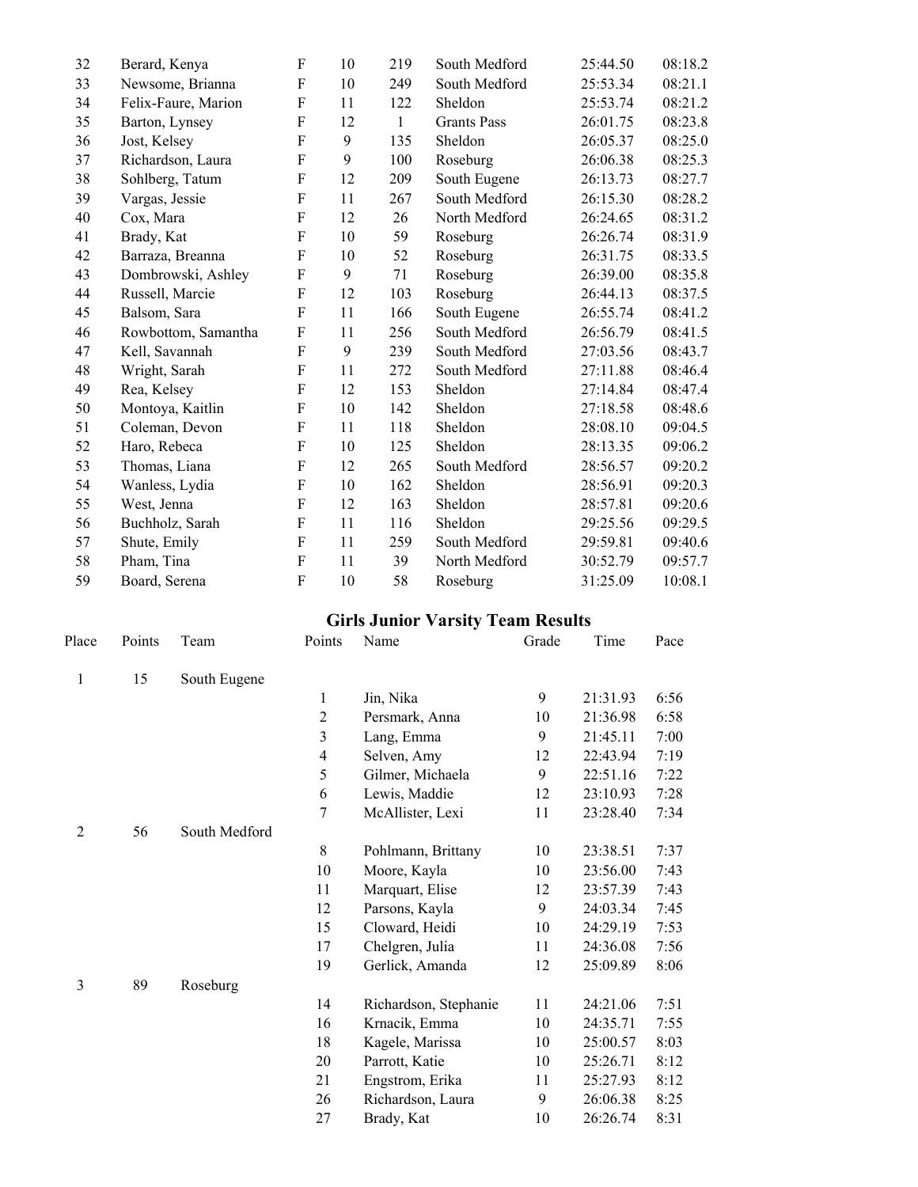| | | | | | | | |
|---|---|---|---|---|---|---|---|
| 32 | Berard, Kenya | F | 10 | 219 | South Medford | 25:44.50 | 08:18.2 |
| 33 | Newsome, Brianna | F | 10 | 249 | South Medford | 25:53.34 | 08:21.1 |
| 34 | Felix-Faure, Marion | F | 11 | 122 | Sheldon | 25:53.74 | 08:21.2 |
| 35 | Barton, Lynsey | F | 12 | 1 | Grants Pass | 26:01.75 | 08:23.8 |
| 36 | Jost, Kelsey | F | 9 | 135 | Sheldon | 26:05.37 | 08:25.0 |
| 37 | Richardson, Laura | F | 9 | 100 | Roseburg | 26:06.38 | 08:25.3 |
| 38 | Sohlberg, Tatum | F | 12 | 209 | South Eugene | 26:13.73 | 08:27.7 |
| 39 | Vargas, Jessie | F | 11 | 267 | South Medford | 26:15.30 | 08:28.2 |
| 40 | Cox, Mara | F | 12 | 26 | North Medford | 26:24.65 | 08:31.2 |
| 41 | Brady, Kat | F | 10 | 59 | Roseburg | 26:26.74 | 08:31.9 |
| 42 | Barraza, Breanna | F | 10 | 52 | Roseburg | 26:31.75 | 08:33.5 |
| 43 | Dombrowski, Ashley | F | 9 | 71 | Roseburg | 26:39.00 | 08:35.8 |
| 44 | Russell, Marcie | F | 12 | 103 | Roseburg | 26:44.13 | 08:37.5 |
| 45 | Balsom, Sara | F | 11 | 166 | South Eugene | 26:55.74 | 08:41.2 |
| 46 | Rowbottom, Samantha | F | 11 | 256 | South Medford | 26:56.79 | 08:41.5 |
| 47 | Kell, Savannah | F | 9 | 239 | South Medford | 27:03.56 | 08:43.7 |
| 48 | Wright, Sarah | F | 11 | 272 | South Medford | 27:11.88 | 08:46.4 |
| 49 | Rea, Kelsey | F | 12 | 153 | Sheldon | 27:14.84 | 08:47.4 |
| 50 | Montoya, Kaitlin | F | 10 | 142 | Sheldon | 27:18.58 | 08:48.6 |
| 51 | Coleman, Devon | F | 11 | 118 | Sheldon | 28:08.10 | 09:04.5 |
| 52 | Haro, Rebeca | F | 10 | 125 | Sheldon | 28:13.35 | 09:06.2 |
| 53 | Thomas, Liana | F | 12 | 265 | South Medford | 28:56.57 | 09:20.2 |
| 54 | Wanless, Lydia | F | 10 | 162 | Sheldon | 28:56.91 | 09:20.3 |
| 55 | West, Jenna | F | 12 | 163 | Sheldon | 28:57.81 | 09:20.6 |
| 56 | Buchholz, Sarah | F | 11 | 116 | Sheldon | 29:25.56 | 09:29.5 |
| 57 | Shute, Emily | F | 11 | 259 | South Medford | 29:59.81 | 09:40.6 |
| 58 | Pham, Tina | F | 11 | 39 | North Medford | 30:52.79 | 09:57.7 |
| 59 | Board, Serena | F | 10 | 58 | Roseburg | 31:25.09 | 10:08.1 |

## Girls Junior Varsity Team Results

| Place | Points | Team | Points | Name | Grade | Time | Pace |
|---|---|---|---|---|---|---|---|
| 1 | 15 | South Eugene | | | | | |
| | | | 1 | Jin, Nika | 9 | 21:31.93 | 6:56 |
| | | | 2 | Persmark, Anna | 10 | 21:36.98 | 6:58 |
| | | | 3 | Lang, Emma | 9 | 21:45.11 | 7:00 |
| | | | 4 | Selven, Amy | 12 | 22:43.94 | 7:19 |
| | | | 5 | Gilmer, Michaela | 9 | 22:51.16 | 7:22 |
| | | | 6 | Lewis, Maddie | 12 | 23:10.93 | 7:28 |
| | | | 7 | McAllister, Lexi | 11 | 23:28.40 | 7:34 |
| 2 | 56 | South Medford | | | | | |
| | | | 8 | Pohlmann, Brittany | 10 | 23:38.51 | 7:37 |
| | | | 10 | Moore, Kayla | 10 | 23:56.00 | 7:43 |
| | | | 11 | Marquart, Elise | 12 | 23:57.39 | 7:43 |
| | | | 12 | Parsons, Kayla | 9 | 24:03.34 | 7:45 |
| | | | 15 | Cloward, Heidi | 10 | 24:29.19 | 7:53 |
| | | | 17 | Chelgren, Julia | 11 | 24:36.08 | 7:56 |
| | | | 19 | Gerlick, Amanda | 12 | 25:09.89 | 8:06 |
| 3 | 89 | Roseburg | | | | | |
| | | | 14 | Richardson, Stephanie | 11 | 24:21.06 | 7:51 |
| | | | 16 | Krnacik, Emma | 10 | 24:35.71 | 7:55 |
| | | | 18 | Kagele, Marissa | 10 | 25:00.57 | 8:03 |
| | | | 20 | Parrott, Katie | 10 | 25:26.71 | 8:12 |
| | | | 21 | Engstrom, Erika | 11 | 25:27.93 | 8:12 |
| | | | 26 | Richardson, Laura | 9 | 26:06.38 | 8:25 |
| | | | 27 | Brady, Kat | 10 | 26:26.74 | 8:31 |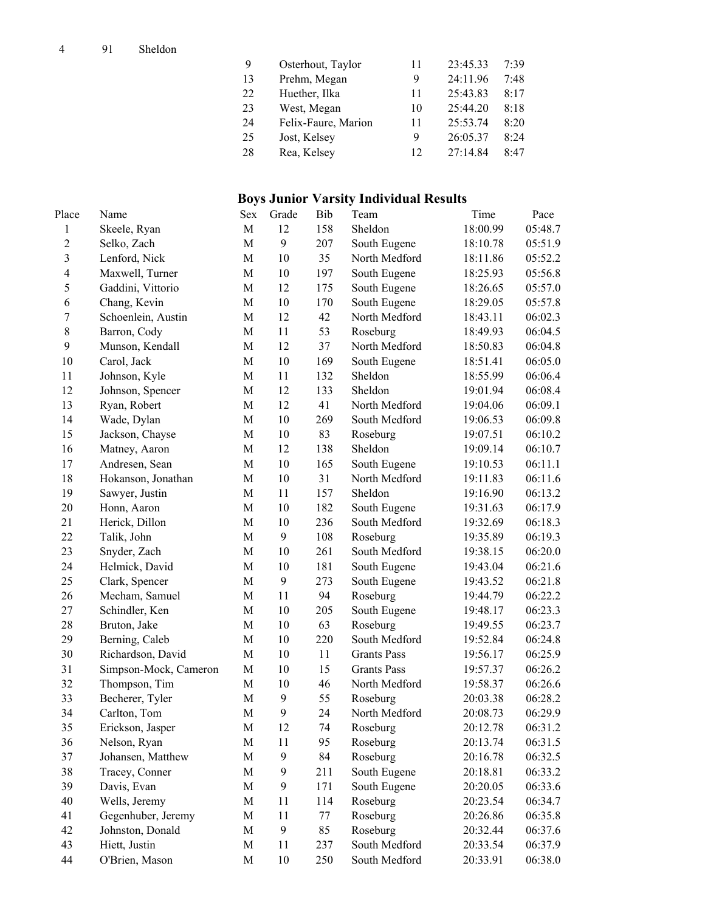| 4 | 91 | Sheldon | | | | |
|---|---|---|---|---|---|---|
| | | | 9 | Osterhout, Taylor | 11 | 23:45.33 | 7:39 |
| | | | 13 | Prehm, Megan | 9 | 24:11.96 | 7:48 |
| | | | 22 | Huether, Ilka | 11 | 25:43.83 | 8:17 |
| | | | 23 | West, Megan | 10 | 25:44.20 | 8:18 |
| | | | 24 | Felix-Faure, Marion | 11 | 25:53.74 | 8:20 |
| | | | 25 | Jost, Kelsey | 9 | 26:05.37 | 8:24 |
| | | | 28 | Rea, Kelsey | 12 | 27:14.84 | 8:47 |

## Boys Junior Varsity Individual Results

| Place | Name | Sex | Grade | Bib | Team | Time | Pace |
|---|---|---|---|---|---|---|---|
| 1 | Skeele, Ryan | M | 12 | 158 | Sheldon | 18:00.99 | 05:48.7 |
| 2 | Selko, Zach | M | 9 | 207 | South Eugene | 18:10.78 | 05:51.9 |
| 3 | Lenford, Nick | M | 10 | 35 | North Medford | 18:11.86 | 05:52.2 |
| 4 | Maxwell, Turner | M | 10 | 197 | South Eugene | 18:25.93 | 05:56.8 |
| 5 | Gaddini, Vittorio | M | 12 | 175 | South Eugene | 18:26.65 | 05:57.0 |
| 6 | Chang, Kevin | M | 10 | 170 | South Eugene | 18:29.05 | 05:57.8 |
| 7 | Schoenlein, Austin | M | 12 | 42 | North Medford | 18:43.11 | 06:02.3 |
| 8 | Barron, Cody | M | 11 | 53 | Roseburg | 18:49.93 | 06:04.5 |
| 9 | Munson, Kendall | M | 12 | 37 | North Medford | 18:50.83 | 06:04.8 |
| 10 | Carol, Jack | M | 10 | 169 | South Eugene | 18:51.41 | 06:05.0 |
| 11 | Johnson, Kyle | M | 11 | 132 | Sheldon | 18:55.99 | 06:06.4 |
| 12 | Johnson, Spencer | M | 12 | 133 | Sheldon | 19:01.94 | 06:08.4 |
| 13 | Ryan, Robert | M | 12 | 41 | North Medford | 19:04.06 | 06:09.1 |
| 14 | Wade, Dylan | M | 10 | 269 | South Medford | 19:06.53 | 06:09.8 |
| 15 | Jackson, Chayse | M | 10 | 83 | Roseburg | 19:07.51 | 06:10.2 |
| 16 | Matney, Aaron | M | 12 | 138 | Sheldon | 19:09.14 | 06:10.7 |
| 17 | Andresen, Sean | M | 10 | 165 | South Eugene | 19:10.53 | 06:11.1 |
| 18 | Hokanson, Jonathan | M | 10 | 31 | North Medford | 19:11.83 | 06:11.6 |
| 19 | Sawyer, Justin | M | 11 | 157 | Sheldon | 19:16.90 | 06:13.2 |
| 20 | Honn, Aaron | M | 10 | 182 | South Eugene | 19:31.63 | 06:17.9 |
| 21 | Herick, Dillon | M | 10 | 236 | South Medford | 19:32.69 | 06:18.3 |
| 22 | Talik, John | M | 9 | 108 | Roseburg | 19:35.89 | 06:19.3 |
| 23 | Snyder, Zach | M | 10 | 261 | South Medford | 19:38.15 | 06:20.0 |
| 24 | Helmick, David | M | 10 | 181 | South Eugene | 19:43.04 | 06:21.6 |
| 25 | Clark, Spencer | M | 9 | 273 | South Eugene | 19:43.52 | 06:21.8 |
| 26 | Mecham, Samuel | M | 11 | 94 | Roseburg | 19:44.79 | 06:22.2 |
| 27 | Schindler, Ken | M | 10 | 205 | South Eugene | 19:48.17 | 06:23.3 |
| 28 | Bruton, Jake | M | 10 | 63 | Roseburg | 19:49.55 | 06:23.7 |
| 29 | Berning, Caleb | M | 10 | 220 | South Medford | 19:52.84 | 06:24.8 |
| 30 | Richardson, David | M | 10 | 11 | Grants Pass | 19:56.17 | 06:25.9 |
| 31 | Simpson-Mock, Cameron | M | 10 | 15 | Grants Pass | 19:57.37 | 06:26.2 |
| 32 | Thompson, Tim | M | 10 | 46 | North Medford | 19:58.37 | 06:26.6 |
| 33 | Becherer, Tyler | M | 9 | 55 | Roseburg | 20:03.38 | 06:28.2 |
| 34 | Carlton, Tom | M | 9 | 24 | North Medford | 20:08.73 | 06:29.9 |
| 35 | Erickson, Jasper | M | 12 | 74 | Roseburg | 20:12.78 | 06:31.2 |
| 36 | Nelson, Ryan | M | 11 | 95 | Roseburg | 20:13.74 | 06:31.5 |
| 37 | Johansen, Matthew | M | 9 | 84 | Roseburg | 20:16.78 | 06:32.5 |
| 38 | Tracey, Conner | M | 9 | 211 | South Eugene | 20:18.81 | 06:33.2 |
| 39 | Davis, Evan | M | 9 | 171 | South Eugene | 20:20.05 | 06:33.6 |
| 40 | Wells, Jeremy | M | 11 | 114 | Roseburg | 20:23.54 | 06:34.7 |
| 41 | Gegenhuber, Jeremy | M | 11 | 77 | Roseburg | 20:26.86 | 06:35.8 |
| 42 | Johnston, Donald | M | 9 | 85 | Roseburg | 20:32.44 | 06:37.6 |
| 43 | Hiett, Justin | M | 11 | 237 | South Medford | 20:33.54 | 06:37.9 |
| 44 | O'Brien, Mason | M | 10 | 250 | South Medford | 20:33.91 | 06:38.0 |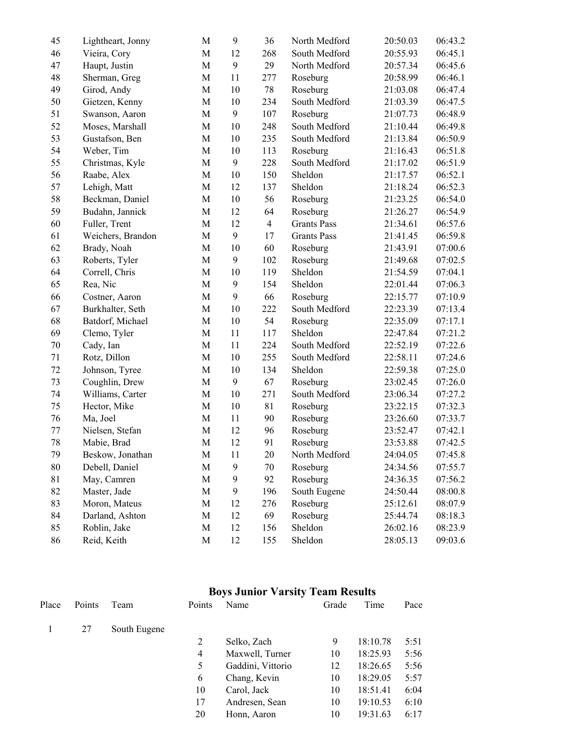| | | | | | | | |
|---|---|---|---|---|---|---|---|
| 45 | Lightheart, Jonny | M | 9 | 36 | North Medford | 20:50.03 | 06:43.2 |
| 46 | Vieira, Cory | M | 12 | 268 | South Medford | 20:55.93 | 06:45.1 |
| 47 | Haupt, Justin | M | 9 | 29 | North Medford | 20:57.34 | 06:45.6 |
| 48 | Sherman, Greg | M | 11 | 277 | Roseburg | 20:58.99 | 06:46.1 |
| 49 | Girod, Andy | M | 10 | 78 | Roseburg | 21:03.08 | 06:47.4 |
| 50 | Gietzen, Kenny | M | 10 | 234 | South Medford | 21:03.39 | 06:47.5 |
| 51 | Swanson, Aaron | M | 9 | 107 | Roseburg | 21:07.73 | 06:48.9 |
| 52 | Moses, Marshall | M | 10 | 248 | South Medford | 21:10.44 | 06:49.8 |
| 53 | Gustafson, Ben | M | 10 | 235 | South Medford | 21:13.84 | 06:50.9 |
| 54 | Weber, Tim | M | 10 | 113 | Roseburg | 21:16.43 | 06:51.8 |
| 55 | Christmas, Kyle | M | 9 | 228 | South Medford | 21:17.02 | 06:51.9 |
| 56 | Raabe, Alex | M | 10 | 150 | Sheldon | 21:17.57 | 06:52.1 |
| 57 | Lehigh, Matt | M | 12 | 137 | Sheldon | 21:18.24 | 06:52.3 |
| 58 | Beckman, Daniel | M | 10 | 56 | Roseburg | 21:23.25 | 06:54.0 |
| 59 | Budahn, Jannick | M | 12 | 64 | Roseburg | 21:26.27 | 06:54.9 |
| 60 | Fuller, Trent | M | 12 | 4 | Grants Pass | 21:34.61 | 06:57.6 |
| 61 | Weichers, Brandon | M | 9 | 17 | Grants Pass | 21:41.45 | 06:59.8 |
| 62 | Brady, Noah | M | 10 | 60 | Roseburg | 21:43.91 | 07:00.6 |
| 63 | Roberts, Tyler | M | 9 | 102 | Roseburg | 21:49.68 | 07:02.5 |
| 64 | Correll, Chris | M | 10 | 119 | Sheldon | 21:54.59 | 07:04.1 |
| 65 | Rea, Nic | M | 9 | 154 | Sheldon | 22:01.44 | 07:06.3 |
| 66 | Costner, Aaron | M | 9 | 66 | Roseburg | 22:15.77 | 07:10.9 |
| 67 | Burkhalter, Seth | M | 10 | 222 | South Medford | 22:23.39 | 07:13.4 |
| 68 | Batdorf, Michael | M | 10 | 54 | Roseburg | 22:35.09 | 07:17.1 |
| 69 | Clemo, Tyler | M | 11 | 117 | Sheldon | 22:47.84 | 07:21.2 |
| 70 | Cady, Ian | M | 11 | 224 | South Medford | 22:52.19 | 07:22.6 |
| 71 | Rotz, Dillon | M | 10 | 255 | South Medford | 22:58.11 | 07:24.6 |
| 72 | Johnson, Tyree | M | 10 | 134 | Sheldon | 22:59.38 | 07:25.0 |
| 73 | Coughlin, Drew | M | 9 | 67 | Roseburg | 23:02.45 | 07:26.0 |
| 74 | Williams, Carter | M | 10 | 271 | South Medford | 23:06.34 | 07:27.2 |
| 75 | Hector, Mike | M | 10 | 81 | Roseburg | 23:22.15 | 07:32.3 |
| 76 | Ma, Joel | M | 11 | 90 | Roseburg | 23:26.60 | 07:33.7 |
| 77 | Nielsen, Stefan | M | 12 | 96 | Roseburg | 23:52.47 | 07:42.1 |
| 78 | Mabie, Brad | M | 12 | 91 | Roseburg | 23:53.88 | 07:42.5 |
| 79 | Beskow, Jonathan | M | 11 | 20 | North Medford | 24:04.05 | 07:45.8 |
| 80 | Debell, Daniel | M | 9 | 70 | Roseburg | 24:34.56 | 07:55.7 |
| 81 | May, Camren | M | 9 | 92 | Roseburg | 24:36.35 | 07:56.2 |
| 82 | Master, Jade | M | 9 | 196 | South Eugene | 24:50.44 | 08:00.8 |
| 83 | Moron, Mateus | M | 12 | 276 | Roseburg | 25:12.61 | 08:07.9 |
| 84 | Darland, Ashton | M | 12 | 69 | Roseburg | 25:44.74 | 08:18.3 |
| 85 | Roblin, Jake | M | 12 | 156 | Sheldon | 26:02.16 | 08:23.9 |
| 86 | Reid, Keith | M | 12 | 155 | Sheldon | 28:05.13 | 09:03.6 |

## Boys Junior Varsity Team Results

| Place | Points | Team | Points | Name | Grade | Time | Pace |
|---|---|---|---|---|---|---|---|
| 1 | 27 | South Eugene | | | | | |
| | | | 2 | Selko, Zach | 9 | 18:10.78 | 5:51 |
| | | | 4 | Maxwell, Turner | 10 | 18:25.93 | 5:56 |
| | | | 5 | Gaddini, Vittorio | 12 | 18:26.65 | 5:56 |
| | | | 6 | Chang, Kevin | 10 | 18:29.05 | 5:57 |
| | | | 10 | Carol, Jack | 10 | 18:51.41 | 6:04 |
| | | | 17 | Andresen, Sean | 10 | 19:10.53 | 6:10 |
| | | | 20 | Honn, Aaron | 10 | 19:31.63 | 6:17 |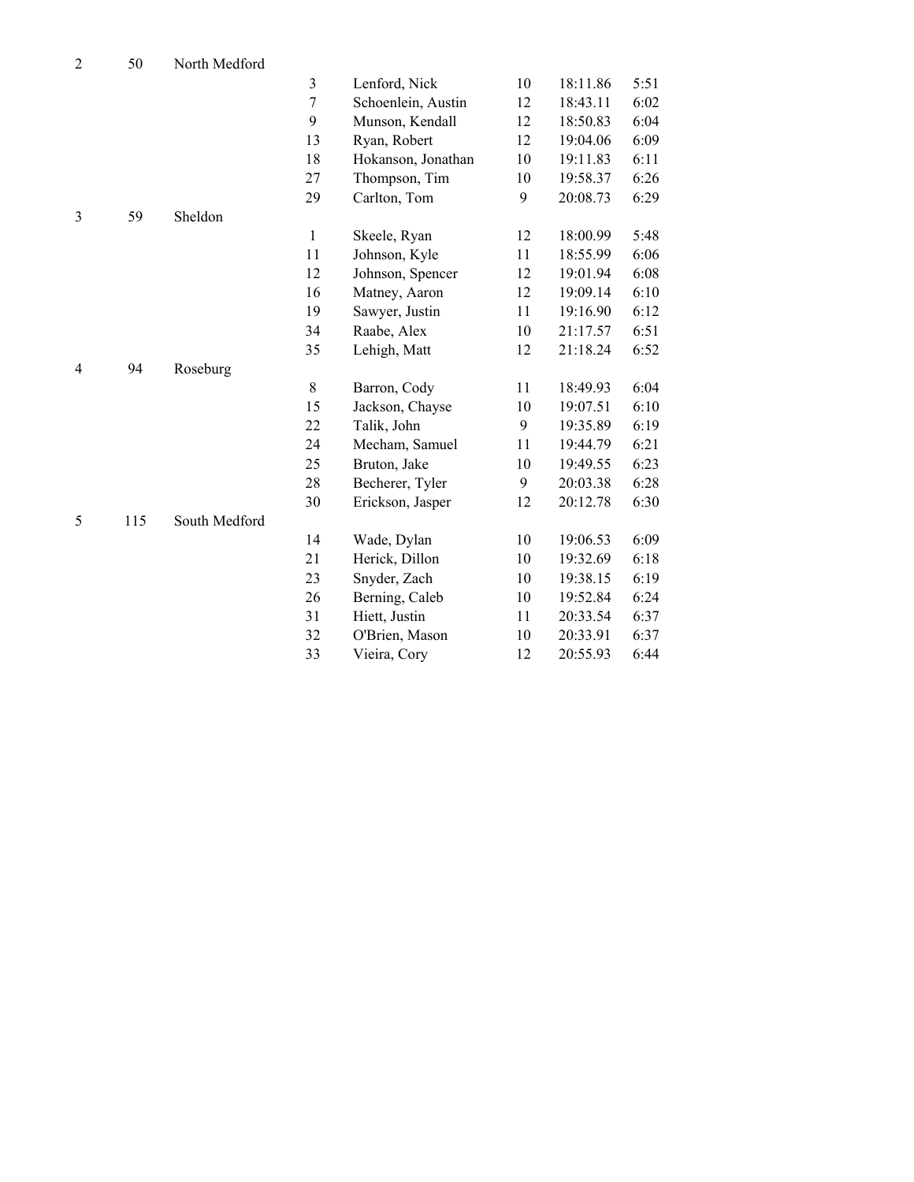| | | | | | | | |
|---|---|---|---|---|---|---|---|
| 2 | 50 | North Medford | | | | | |
| | | | 3 | Lenford, Nick | 10 | 18:11.86 | 5:51 |
| | | | 7 | Schoenlein, Austin | 12 | 18:43.11 | 6:02 |
| | | | 9 | Munson, Kendall | 12 | 18:50.83 | 6:04 |
| | | | 13 | Ryan, Robert | 12 | 19:04.06 | 6:09 |
| | | | 18 | Hokanson, Jonathan | 10 | 19:11.83 | 6:11 |
| | | | 27 | Thompson, Tim | 10 | 19:58.37 | 6:26 |
| | | | 29 | Carlton, Tom | 9 | 20:08.73 | 6:29 |
| 3 | 59 | Sheldon | | | | | |
| | | | 1 | Skeele, Ryan | 12 | 18:00.99 | 5:48 |
| | | | 11 | Johnson, Kyle | 11 | 18:55.99 | 6:06 |
| | | | 12 | Johnson, Spencer | 12 | 19:01.94 | 6:08 |
| | | | 16 | Matney, Aaron | 12 | 19:09.14 | 6:10 |
| | | | 19 | Sawyer, Justin | 11 | 19:16.90 | 6:12 |
| | | | 34 | Raabe, Alex | 10 | 21:17.57 | 6:51 |
| | | | 35 | Lehigh, Matt | 12 | 21:18.24 | 6:52 |
| 4 | 94 | Roseburg | | | | | |
| | | | 8 | Barron, Cody | 11 | 18:49.93 | 6:04 |
| | | | 15 | Jackson, Chayse | 10 | 19:07.51 | 6:10 |
| | | | 22 | Talik, John | 9 | 19:35.89 | 6:19 |
| | | | 24 | Mecham, Samuel | 11 | 19:44.79 | 6:21 |
| | | | 25 | Bruton, Jake | 10 | 19:49.55 | 6:23 |
| | | | 28 | Becherer, Tyler | 9 | 20:03.38 | 6:28 |
| | | | 30 | Erickson, Jasper | 12 | 20:12.78 | 6:30 |
| 5 | 115 | South Medford | | | | | |
| | | | 14 | Wade, Dylan | 10 | 19:06.53 | 6:09 |
| | | | 21 | Herick, Dillon | 10 | 19:32.69 | 6:18 |
| | | | 23 | Snyder, Zach | 10 | 19:38.15 | 6:19 |
| | | | 26 | Berning, Caleb | 10 | 19:52.84 | 6:24 |
| | | | 31 | Hiett, Justin | 11 | 20:33.54 | 6:37 |
| | | | 32 | O'Brien, Mason | 10 | 20:33.91 | 6:37 |
| | | | 33 | Vieira, Cory | 12 | 20:55.93 | 6:44 |